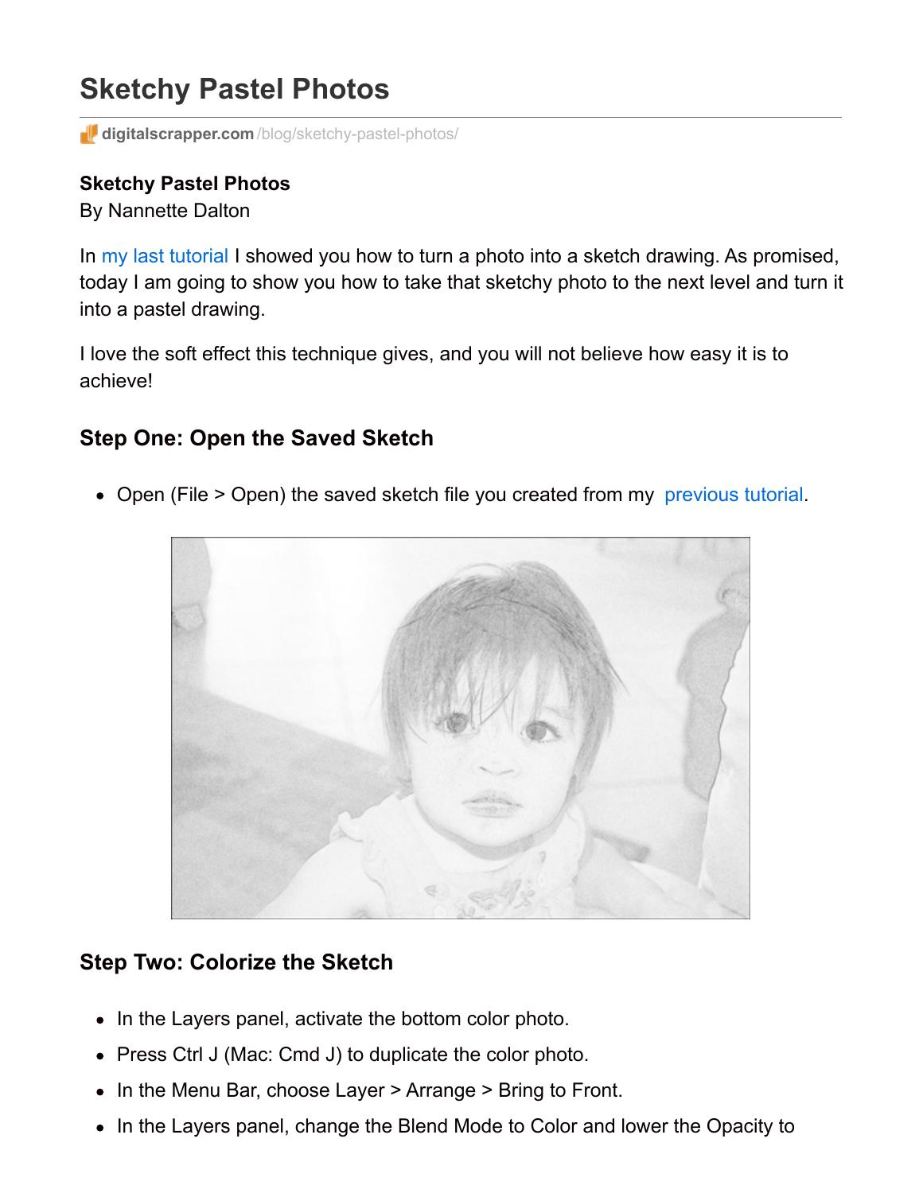# Sketchy Pastel Photos

digitalscrapper.com/blog/sketchy-pastel-photos/

**Sketchy Pastel Photos**
By Nannette Dalton

In my last tutorial I showed you how to turn a photo into a sketch drawing. As promised, today I am going to show you how to take that sketchy photo to the next level and turn it into a pastel drawing.

I love the soft effect this technique gives, and you will not believe how easy it is to achieve!

## Step One: Open the Saved Sketch

- Open (File > Open) the saved sketch file you created from my previous tutorial.

## Step Two: Colorize the Sketch

- In the Layers panel, activate the bottom color photo.
- Press Ctrl J (Mac: Cmd J) to duplicate the color photo.
- In the Menu Bar, choose Layer > Arrange > Bring to Front.
- In the Layers panel, change the Blend Mode to Color and lower the Opacity to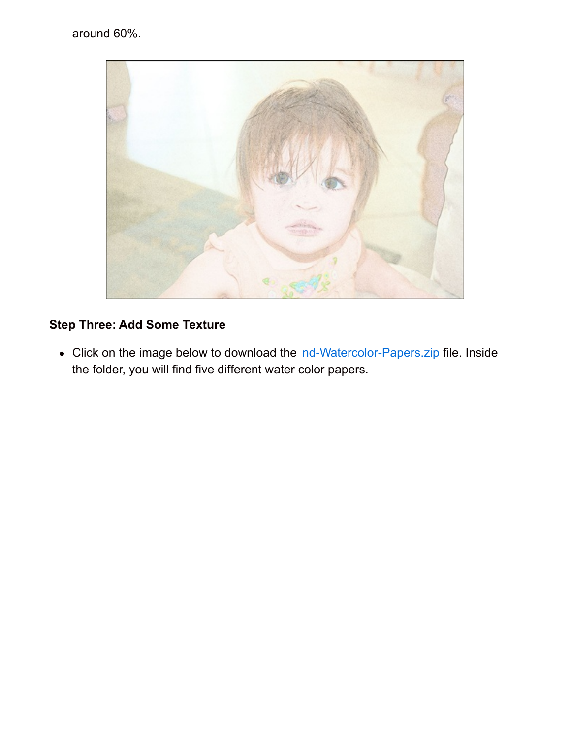around 60%.

**Step Three: Add Some Texture**

- Click on the image below to download the nd-Watercolor-Papers.zip file. Inside the folder, you will find five different water color papers.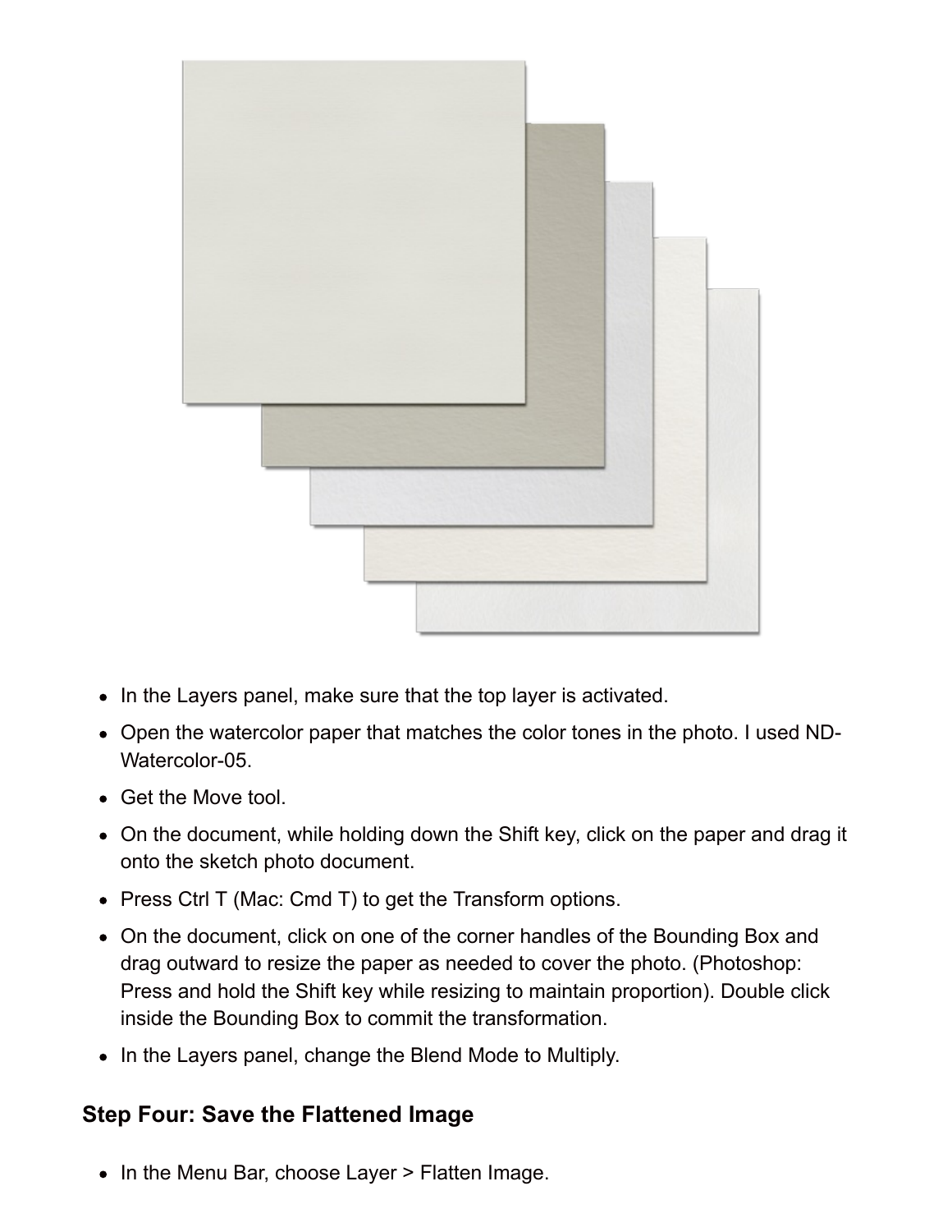- In the Layers panel, make sure that the top layer is activated.
- Open the watercolor paper that matches the color tones in the photo. I used ND-Watercolor-05.
- Get the Move tool.
- On the document, while holding down the Shift key, click on the paper and drag it onto the sketch photo document.
- Press Ctrl T (Mac: Cmd T) to get the Transform options.
- On the document, click on one of the corner handles of the Bounding Box and drag outward to resize the paper as needed to cover the photo. (Photoshop: Press and hold the Shift key while resizing to maintain proportion). Double click inside the Bounding Box to commit the transformation.
- In the Layers panel, change the Blend Mode to Multiply.

### Step Four: Save the Flattened Image

- In the Menu Bar, choose Layer > Flatten Image.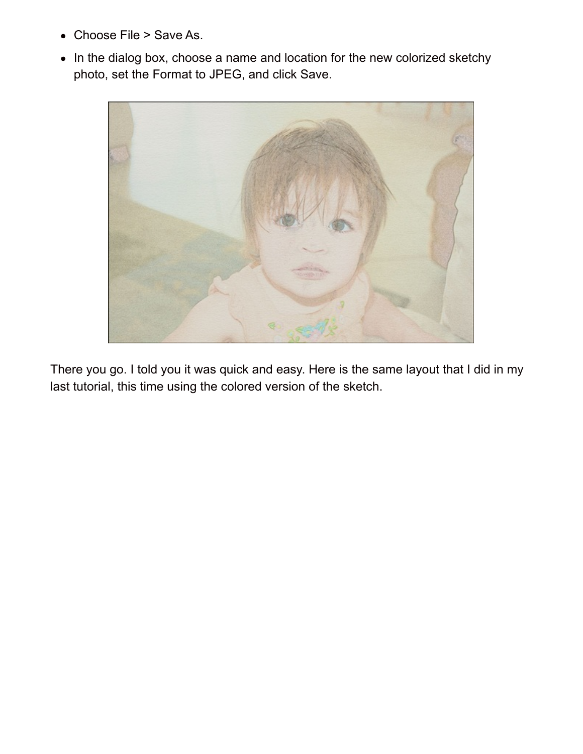- Choose File > Save As.
- In the dialog box, choose a name and location for the new colorized sketchy photo, set the Format to JPEG, and click Save.

There you go. I told you it was quick and easy. Here is the same layout that I did in my last tutorial, this time using the colored version of the sketch.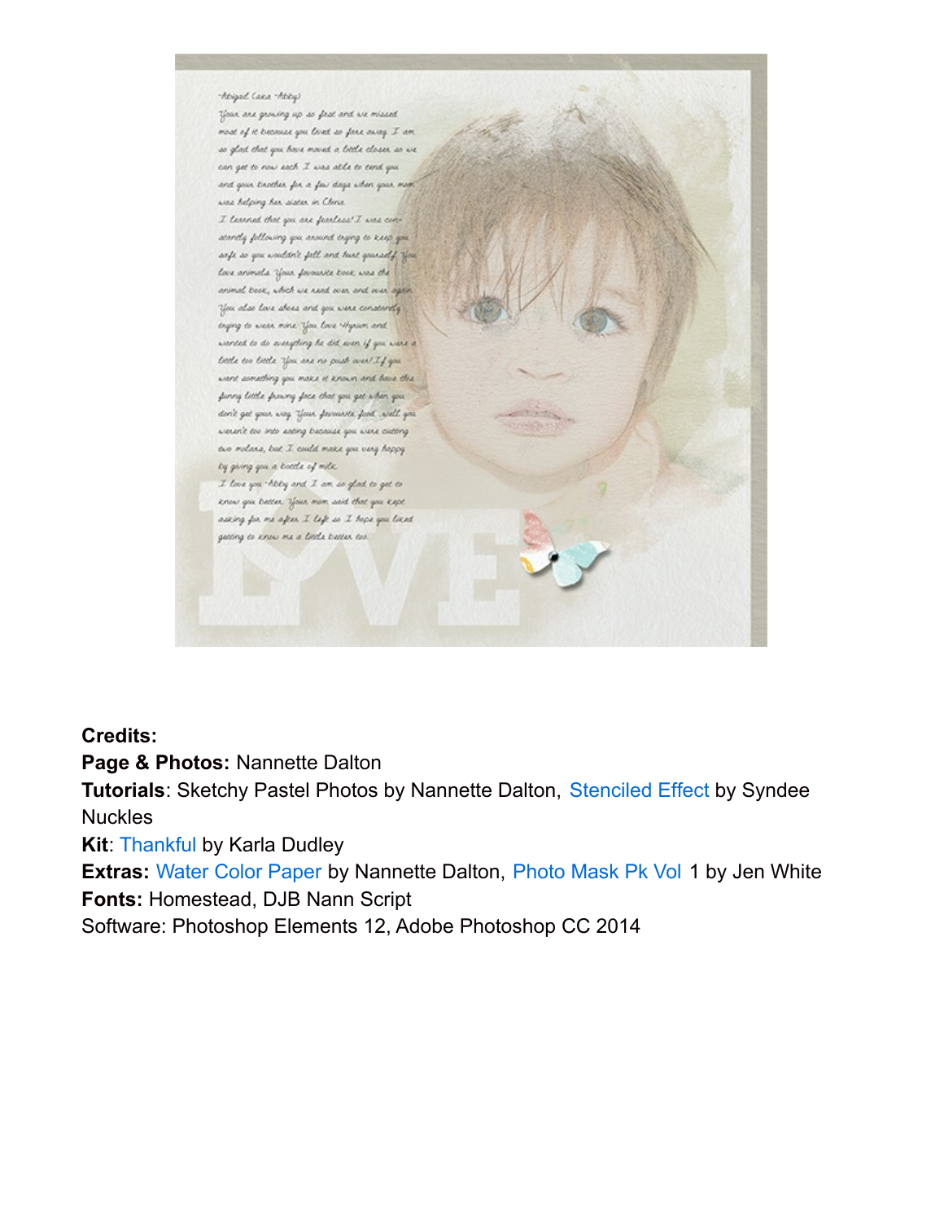**Credits:**

**Page & Photos:** Nannette Dalton

**Tutorials**: Sketchy Pastel Photos by Nannette Dalton, Stenciled Effect by Syndee Nuckles

**Kit**: Thankful by Karla Dudley

**Extras:** Water Color Paper by Nannette Dalton, Photo Mask Pk Vol 1 by Jen White

**Fonts:** Homestead, DJB Nann Script

Software: Photoshop Elements 12, Adobe Photoshop CC 2014